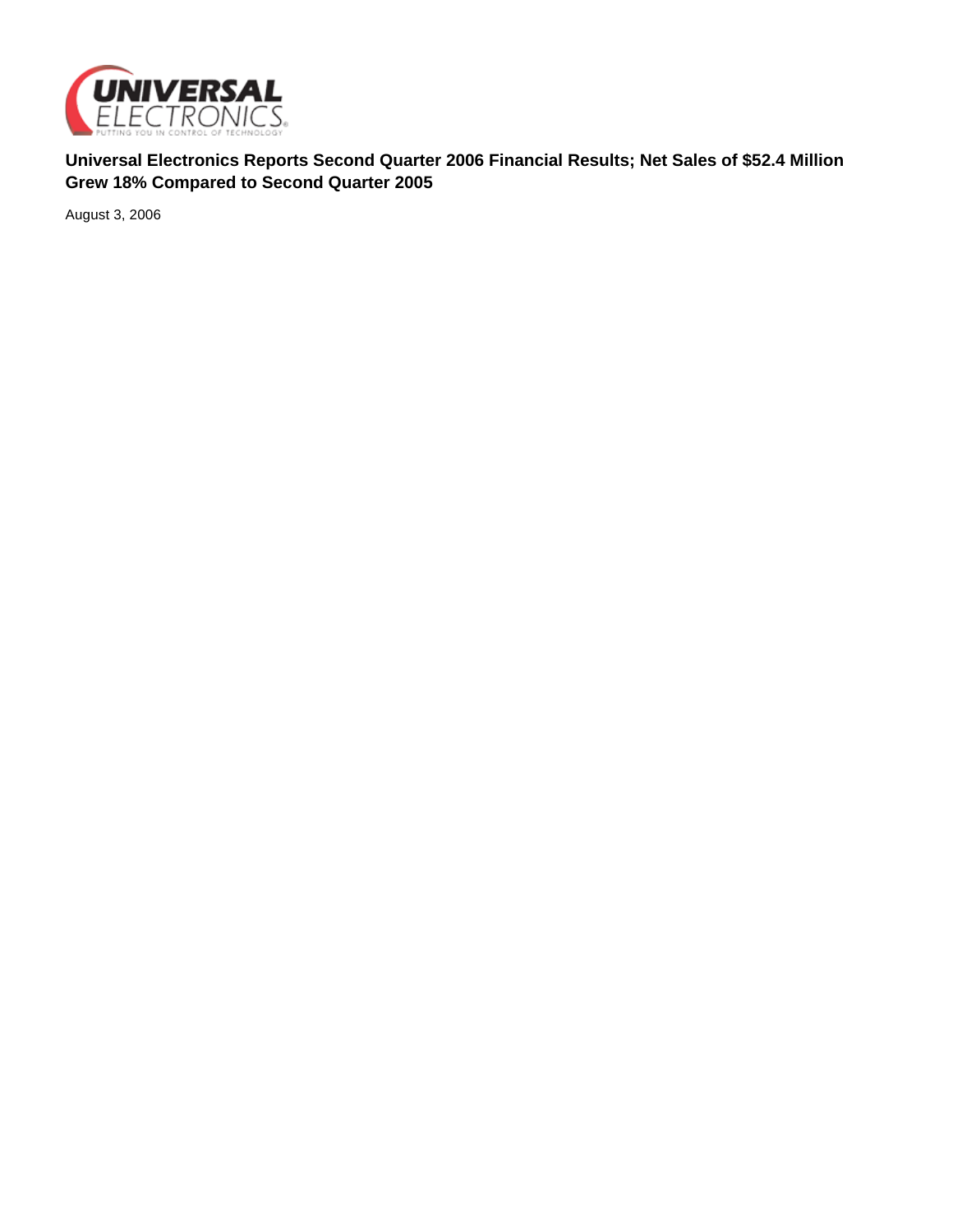# Universal Electronics Reports Second Quarter 2006 Financial Results; Net Sales of $52.4 Million Grew 18% Compared to Second Quarter 2005

August 3, 2006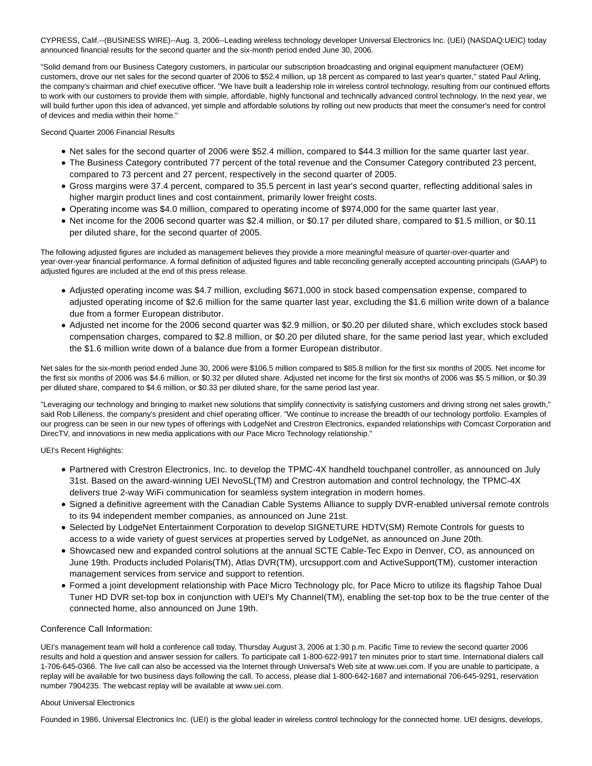CYPRESS, Calif.--(BUSINESS WIRE)--Aug. 3, 2006--Leading wireless technology developer Universal Electronics Inc. (UEI) (NASDAQ:UEIC) today announced financial results for the second quarter and the six-month period ended June 30, 2006.

"Solid demand from our Business Category customers, in particular our subscription broadcasting and original equipment manufacturer (OEM) customers, drove our net sales for the second quarter of 2006 to $52.4 million, up 18 percent as compared to last year's quarter," stated Paul Arling, the company's chairman and chief executive officer. "We have built a leadership role in wireless control technology, resulting from our continued efforts to work with our customers to provide them with simple, affordable, highly functional and technically advanced control technology. In the next year, we will build further upon this idea of advanced, yet simple and affordable solutions by rolling out new products that meet the consumer's need for control of devices and media within their home."

Second Quarter 2006 Financial Results

- Net sales for the second quarter of 2006 were $52.4 million, compared to $44.3 million for the same quarter last year.
- The Business Category contributed 77 percent of the total revenue and the Consumer Category contributed 23 percent, compared to 73 percent and 27 percent, respectively in the second quarter of 2005.
- Gross margins were 37.4 percent, compared to 35.5 percent in last year's second quarter, reflecting additional sales in higher margin product lines and cost containment, primarily lower freight costs.
- Operating income was $4.0 million, compared to operating income of $974,000 for the same quarter last year.
- Net income for the 2006 second quarter was $2.4 million, or $0.17 per diluted share, compared to $1.5 million, or $0.11 per diluted share, for the second quarter of 2005.

The following adjusted figures are included as management believes they provide a more meaningful measure of quarter-over-quarter and year-over-year financial performance. A formal definition of adjusted figures and table reconciling generally accepted accounting principals (GAAP) to adjusted figures are included at the end of this press release.

- Adjusted operating income was $4.7 million, excluding $671,000 in stock based compensation expense, compared to adjusted operating income of $2.6 million for the same quarter last year, excluding the $1.6 million write down of a balance due from a former European distributor.
- Adjusted net income for the 2006 second quarter was $2.9 million, or $0.20 per diluted share, which excludes stock based compensation charges, compared to $2.8 million, or $0.20 per diluted share, for the same period last year, which excluded the $1.6 million write down of a balance due from a former European distributor.

Net sales for the six-month period ended June 30, 2006 were $106.5 million compared to $85.8 million for the first six months of 2005. Net income for the first six months of 2006 was $4.6 million, or $0.32 per diluted share. Adjusted net income for the first six months of 2006 was $5.5 million, or $0.39 per diluted share, compared to $4.6 million, or $0.33 per diluted share, for the same period last year.

"Leveraging our technology and bringing to market new solutions that simplify connectivity is satisfying customers and driving strong net sales growth," said Rob Lilleness, the company's president and chief operating officer. "We continue to increase the breadth of our technology portfolio. Examples of our progress can be seen in our new types of offerings with LodgeNet and Crestron Electronics, expanded relationships with Comcast Corporation and DirecTV, and innovations in new media applications with our Pace Micro Technology relationship."

UEI's Recent Highlights:

- Partnered with Crestron Electronics, Inc. to develop the TPMC-4X handheld touchpanel controller, as announced on July 31st. Based on the award-winning UEI NevoSL(TM) and Crestron automation and control technology, the TPMC-4X delivers true 2-way WiFi communication for seamless system integration in modern homes.
- Signed a definitive agreement with the Canadian Cable Systems Alliance to supply DVR-enabled universal remote controls to its 94 independent member companies, as announced on June 21st.
- Selected by LodgeNet Entertainment Corporation to develop SIGNETURE HDTV(SM) Remote Controls for guests to access to a wide variety of guest services at properties served by LodgeNet, as announced on June 20th.
- Showcased new and expanded control solutions at the annual SCTE Cable-Tec Expo in Denver, CO, as announced on June 19th. Products included Polaris(TM), Atlas DVR(TM), urcsupport.com and ActiveSupport(TM), customer interaction management services from service and support to retention.
- Formed a joint development relationship with Pace Micro Technology plc, for Pace Micro to utilize its flagship Tahoe Dual Tuner HD DVR set-top box in conjunction with UEI's My Channel(TM), enabling the set-top box to be the true center of the connected home, also announced on June 19th.

## Conference Call Information:

UEI's management team will hold a conference call today, Thursday August 3, 2006 at 1:30 p.m. Pacific Time to review the second quarter 2006 results and hold a question and answer session for callers. To participate call 1-800-622-9917 ten minutes prior to start time. International dialers call 1-706-645-0366. The live call can also be accessed via the Internet through Universal's Web site at www.uei.com. If you are unable to participate, a replay will be available for two business days following the call. To access, please dial 1-800-642-1687 and international 706-645-9291, reservation number 7904235. The webcast replay will be available at www.uei.com.

About Universal Electronics

Founded in 1986, Universal Electronics Inc. (UEI) is the global leader in wireless control technology for the connected home. UEI designs, develops,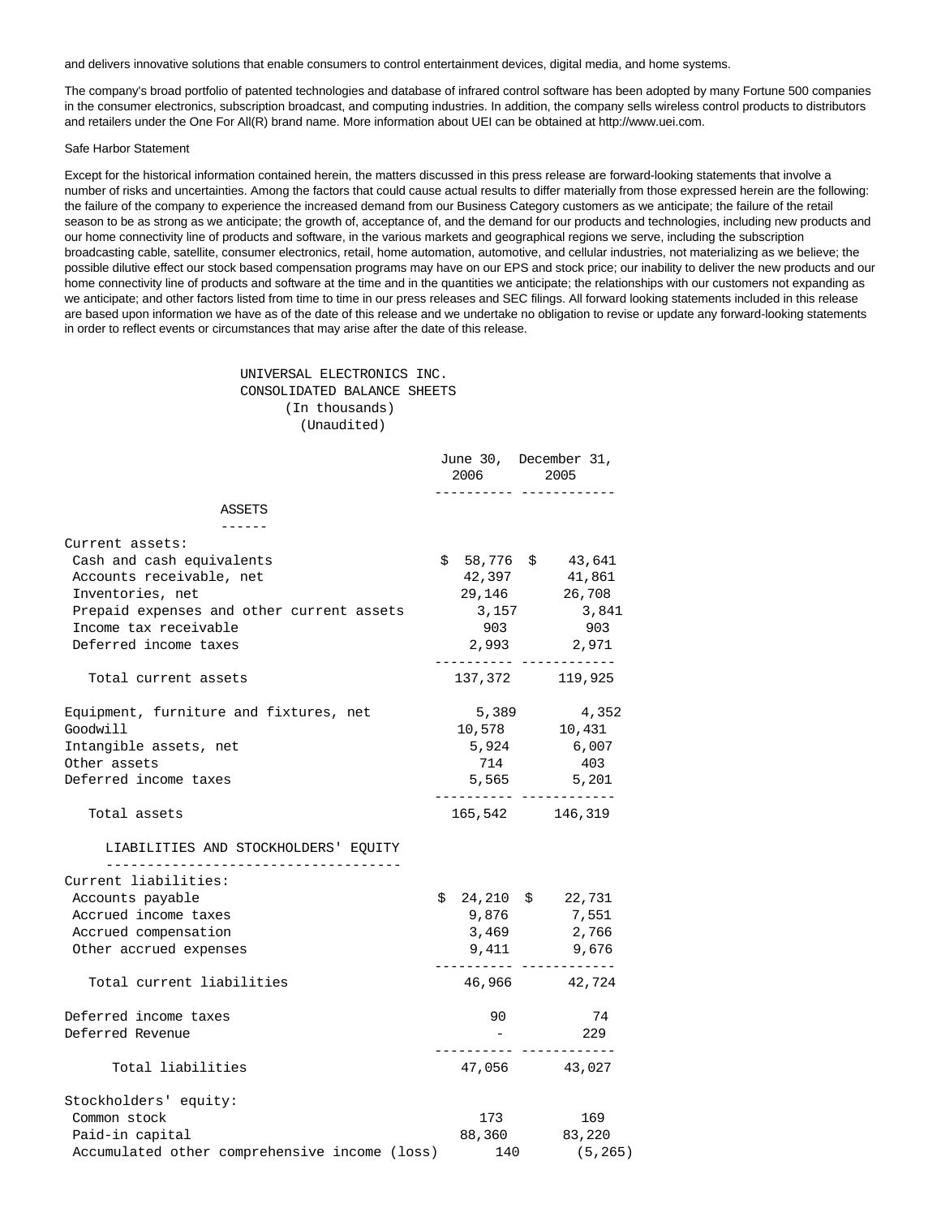and delivers innovative solutions that enable consumers to control entertainment devices, digital media, and home systems.

The company's broad portfolio of patented technologies and database of infrared control software has been adopted by many Fortune 500 companies in the consumer electronics, subscription broadcast, and computing industries. In addition, the company sells wireless control products to distributors and retailers under the One For All(R) brand name. More information about UEI can be obtained at http://www.uei.com.

Safe Harbor Statement

Except for the historical information contained herein, the matters discussed in this press release are forward-looking statements that involve a number of risks and uncertainties. Among the factors that could cause actual results to differ materially from those expressed herein are the following: the failure of the company to experience the increased demand from our Business Category customers as we anticipate; the failure of the retail season to be as strong as we anticipate; the growth of, acceptance of, and the demand for our products and technologies, including new products and our home connectivity line of products and software, in the various markets and geographical regions we serve, including the subscription broadcasting cable, satellite, consumer electronics, retail, home automation, automotive, and cellular industries, not materializing as we believe; the possible dilutive effect our stock based compensation programs may have on our EPS and stock price; our inability to deliver the new products and our home connectivity line of products and software at the time and in the quantities we anticipate; the relationships with our customers not expanding as we anticipate; and other factors listed from time to time in our press releases and SEC filings. All forward looking statements included in this release are based upon information we have as of the date of this release and we undertake no obligation to revise or update any forward-looking statements in order to reflect events or circumstances that may arise after the date of this release.

UNIVERSAL ELECTRONICS INC.
CONSOLIDATED BALANCE SHEETS
(In thousands)
(Unaudited)

| | June 30, 2006 | December 31, 2005 |
|---|---|---|
| **ASSETS** | | |
| Current assets: | | |
| Cash and cash equivalents | $ 58,776 | $ 43,641 |
| Accounts receivable, net | 42,397 | 41,861 |
| Inventories, net | 29,146 | 26,708 |
| Prepaid expenses and other current assets | 3,157 | 3,841 |
| Income tax receivable | 903 | 903 |
| Deferred income taxes | 2,993 | 2,971 |
| Total current assets | 137,372 | 119,925 |
| Equipment, furniture and fixtures, net | 5,389 | 4,352 |
| Goodwill | 10,578 | 10,431 |
| Intangible assets, net | 5,924 | 6,007 |
| Other assets | 714 | 403 |
| Deferred income taxes | 5,565 | 5,201 |
| Total assets | 165,542 | 146,319 |
| **LIABILITIES AND STOCKHOLDERS' EQUITY** | | |
| Current liabilities: | | |
| Accounts payable | $ 24,210 | $ 22,731 |
| Accrued income taxes | 9,876 | 7,551 |
| Accrued compensation | 3,469 | 2,766 |
| Other accrued expenses | 9,411 | 9,676 |
| Total current liabilities | 46,966 | 42,724 |
| Deferred income taxes | 90 | 74 |
| Deferred Revenue | - | 229 |
| Total liabilities | 47,056 | 43,027 |
| Stockholders' equity: | | |
| Common stock | 173 | 169 |
| Paid-in capital | 88,360 | 83,220 |
| Accumulated other comprehensive income (loss) | 140 | (5,265) |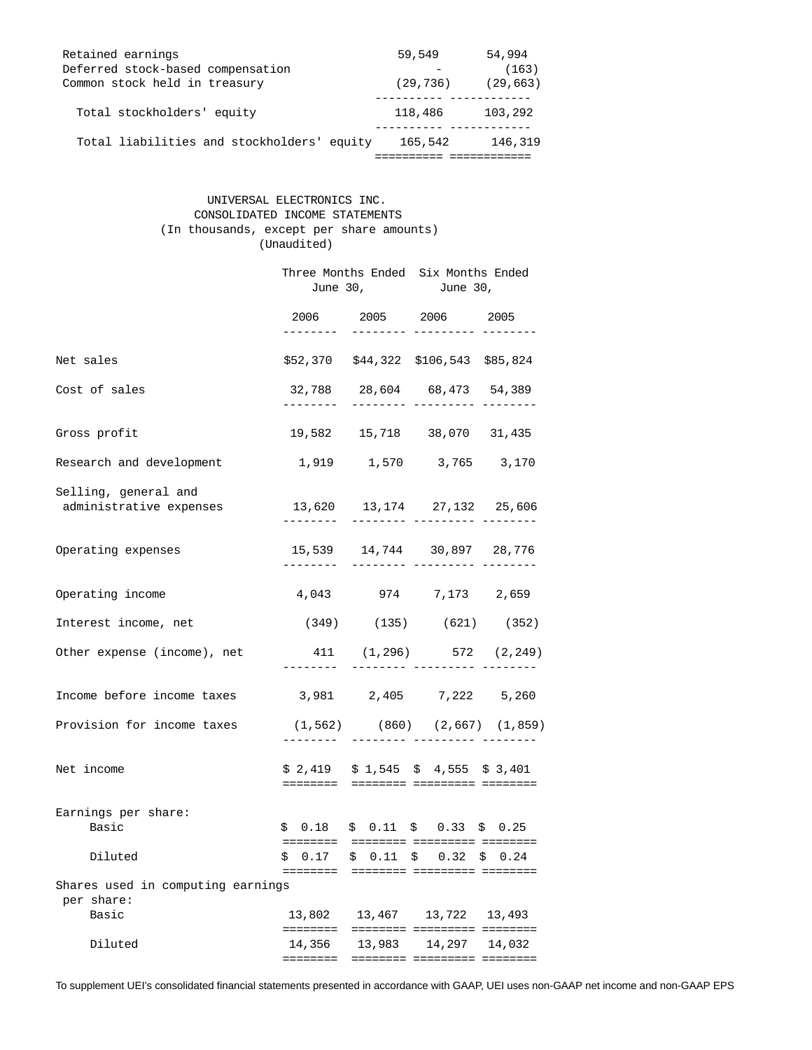| | | |
|---|---|---|
| Retained earnings | 59,549 | 54,994 |
| Deferred stock-based compensation | - | (163) |
| Common stock held in treasury | (29,736) | (29,663) |
| Total stockholders' equity | 118,486 | 103,292 |
| Total liabilities and stockholders' equity | 165,542 | 146,319 |

UNIVERSAL ELECTRONICS INC.
CONSOLIDATED INCOME STATEMENTS
(In thousands, except per share amounts)
(Unaudited)

| | Three Months Ended June 30, | | Six Months Ended June 30, | |
|---|---|---|---|---|
| | 2006 | 2005 | 2006 | 2005 |
| Net sales | $52,370 | $44,322 | $106,543 | $85,824 |
| Cost of sales | 32,788 | 28,604 | 68,473 | 54,389 |
| Gross profit | 19,582 | 15,718 | 38,070 | 31,435 |
| Research and development | 1,919 | 1,570 | 3,765 | 3,170 |
| Selling, general and administrative expenses | 13,620 | 13,174 | 27,132 | 25,606 |
| Operating expenses | 15,539 | 14,744 | 30,897 | 28,776 |
| Operating income | 4,043 | 974 | 7,173 | 2,659 |
| Interest income, net | (349) | (135) | (621) | (352) |
| Other expense (income), net | 411 | (1,296) | 572 | (2,249) |
| Income before income taxes | 3,981 | 2,405 | 7,222 | 5,260 |
| Provision for income taxes | (1,562) | (860) | (2,667) | (1,859) |
| Net income | $ 2,419 | $ 1,545 | $ 4,555 | $ 3,401 |
| Earnings per share: | | | | |
| Basic | $ 0.18 | $ 0.11 | $ 0.33 | $ 0.25 |
| Diluted | $ 0.17 | $ 0.11 | $ 0.32 | $ 0.24 |
| Shares used in computing earnings per share: | | | | |
| Basic | 13,802 | 13,467 | 13,722 | 13,493 |
| Diluted | 14,356 | 13,983 | 14,297 | 14,032 |

To supplement UEI's consolidated financial statements presented in accordance with GAAP, UEI uses non-GAAP net income and non-GAAP EPS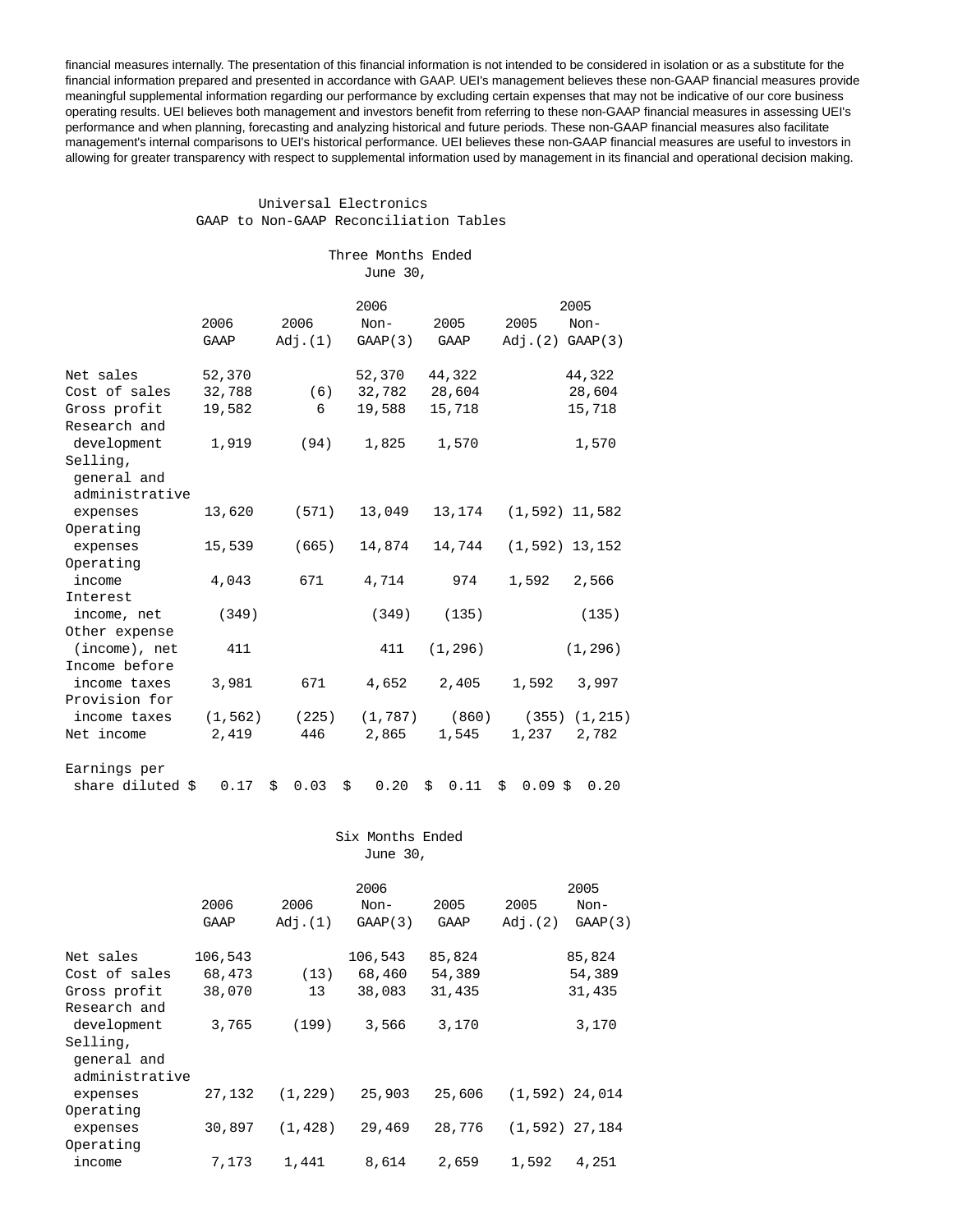financial measures internally. The presentation of this financial information is not intended to be considered in isolation or as a substitute for the financial information prepared and presented in accordance with GAAP. UEI's management believes these non-GAAP financial measures provide meaningful supplemental information regarding our performance by excluding certain expenses that may not be indicative of our core business operating results. UEI believes both management and investors benefit from referring to these non-GAAP financial measures in assessing UEI's performance and when planning, forecasting and analyzing historical and future periods. These non-GAAP financial measures also facilitate management's internal comparisons to UEI's historical performance. UEI believes these non-GAAP financial measures are useful to investors in allowing for greater transparency with respect to supplemental information used by management in its financial and operational decision making.

Universal Electronics
GAAP to Non-GAAP Reconciliation Tables

Three Months Ended
June 30,

| | 2006 GAAP | 2006 Adj.(1) | 2006 Non-GAAP(3) | 2005 GAAP | 2005 Adj.(2) | 2005 Non-GAAP(3) |
|---|---|---|---|---|---|---|
| Net sales | 52,370 | | 52,370 | 44,322 | | 44,322 |
| Cost of sales | 32,788 | (6) | 32,782 | 28,604 | | 28,604 |
| Gross profit | 19,582 | 6 | 19,588 | 15,718 | | 15,718 |
| Research and development | 1,919 | (94) | 1,825 | 1,570 | | 1,570 |
| Selling, general and administrative expenses | 13,620 | (571) | 13,049 | 13,174 | (1,592) | 11,582 |
| Operating expenses | 15,539 | (665) | 14,874 | 14,744 | (1,592) | 13,152 |
| Operating income | 4,043 | 671 | 4,714 | 974 | 1,592 | 2,566 |
| Interest income, net | (349) | | (349) | (135) | | (135) |
| Other expense (income), net | 411 | | 411 | (1,296) | | (1,296) |
| Income before income taxes | 3,981 | 671 | 4,652 | 2,405 | 1,592 | 3,997 |
| Provision for income taxes | (1,562) | (225) | (1,787) | (860) | (355) | (1,215) |
| Net income | 2,419 | 446 | 2,865 | 1,545 | 1,237 | 2,782 |
| Earnings per share diluted | $ 0.17 | $ 0.03 | $ 0.20 | $ 0.11 | $ 0.09 | $ 0.20 |

Six Months Ended
June 30,

| | 2006 GAAP | 2006 Adj.(1) | 2006 Non-GAAP(3) | 2005 GAAP | 2005 Adj.(2) | 2005 Non-GAAP(3) |
|---|---|---|---|---|---|---|
| Net sales | 106,543 | | 106,543 | 85,824 | | 85,824 |
| Cost of sales | 68,473 | (13) | 68,460 | 54,389 | | 54,389 |
| Gross profit | 38,070 | 13 | 38,083 | 31,435 | | 31,435 |
| Research and development | 3,765 | (199) | 3,566 | 3,170 | | 3,170 |
| Selling, general and administrative expenses | 27,132 | (1,229) | 25,903 | 25,606 | (1,592) | 24,014 |
| Operating expenses | 30,897 | (1,428) | 29,469 | 28,776 | (1,592) | 27,184 |
| Operating income | 7,173 | 1,441 | 8,614 | 2,659 | 1,592 | 4,251 |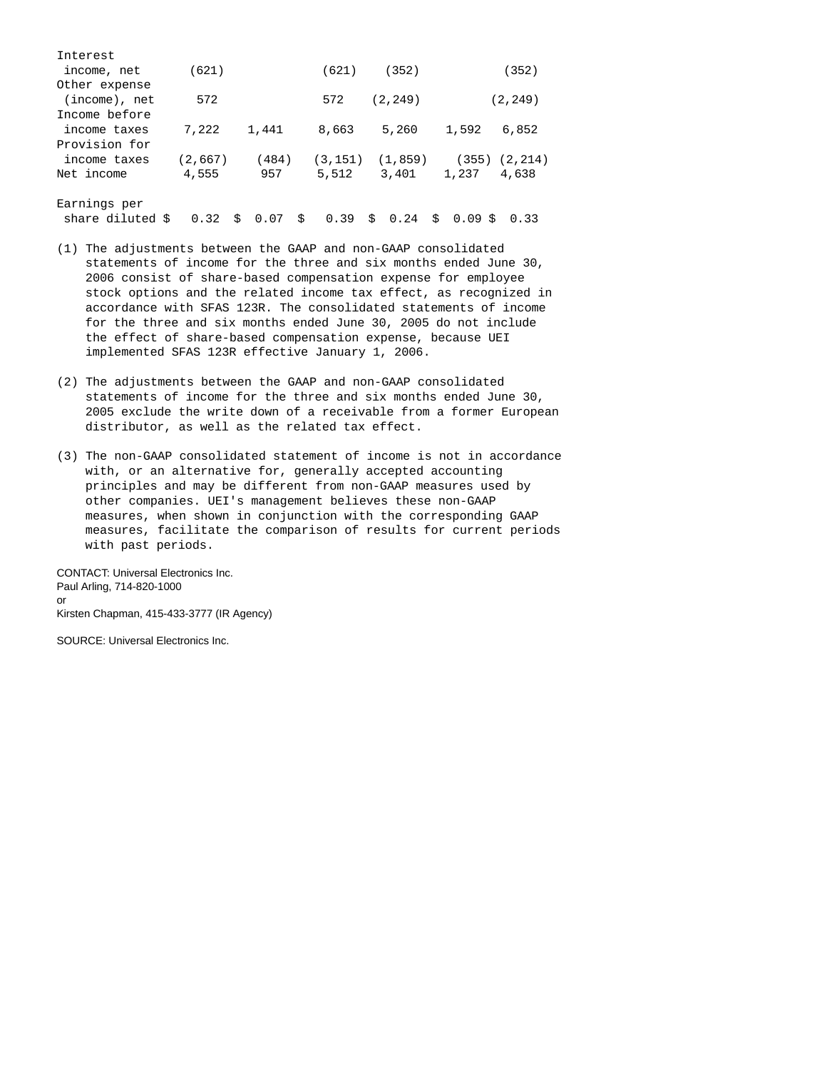| | | | | | | |
|---|---|---|---|---|---|---|
| Interest income, net | (621) | | (621) | (352) | | (352) |
| Other expense (income), net | 572 | | 572 | (2,249) | | (2,249) |
| Income before income taxes | 7,222 | 1,441 | 8,663 | 5,260 | 1,592 | 6,852 |
| Provision for income taxes | (2,667) | (484) | (3,151) | (1,859) | (355) | (2,214) |
| Net income | 4,555 | 957 | 5,512 | 3,401 | 1,237 | 4,638 |
| Earnings per share diluted | $ 0.32 | $ 0.07 | $ 0.39 | $ 0.24 | $ 0.09 | $ 0.33 |

(1) The adjustments between the GAAP and non-GAAP consolidated statements of income for the three and six months ended June 30, 2006 consist of share-based compensation expense for employee stock options and the related income tax effect, as recognized in accordance with SFAS 123R. The consolidated statements of income for the three and six months ended June 30, 2005 do not include the effect of share-based compensation expense, because UEI implemented SFAS 123R effective January 1, 2006.

(2) The adjustments between the GAAP and non-GAAP consolidated statements of income for the three and six months ended June 30, 2005 exclude the write down of a receivable from a former European distributor, as well as the related tax effect.

(3) The non-GAAP consolidated statement of income is not in accordance with, or an alternative for, generally accepted accounting principles and may be different from non-GAAP measures used by other companies. UEI's management believes these non-GAAP measures, when shown in conjunction with the corresponding GAAP measures, facilitate the comparison of results for current periods with past periods.

CONTACT: Universal Electronics Inc.
Paul Arling, 714-820-1000
or
Kirsten Chapman, 415-433-3777 (IR Agency)

SOURCE: Universal Electronics Inc.